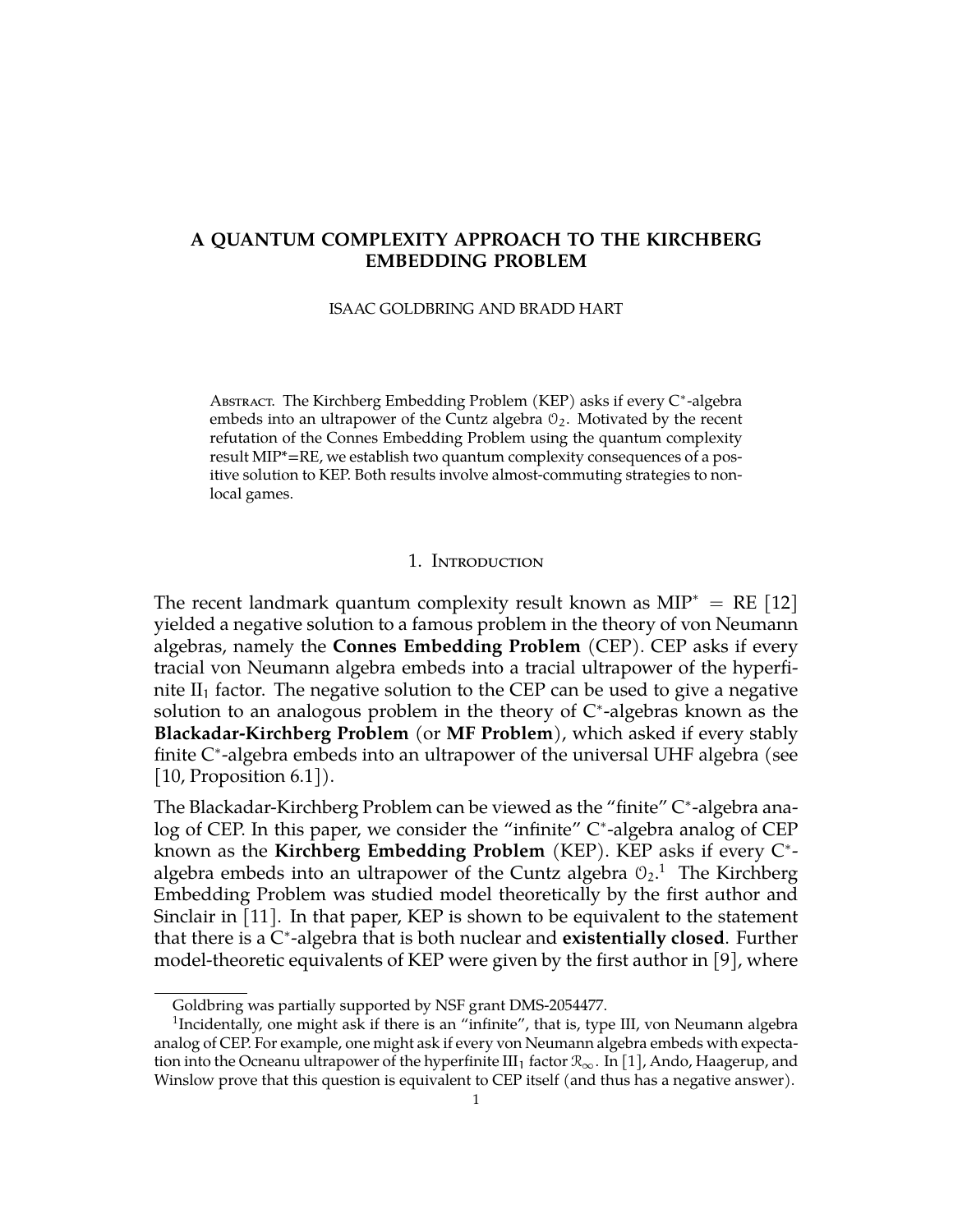# A QUANTUM COMPLEXITY APPROACH TO THE KIRCHBERG EMBEDDING PROBLEM

ISAAC GOLDBRING AND BRADD HART

ABSTRACT. The Kirchberg Embedding Problem (KEP) asks if every C$^*$-algebra embeds into an ultrapower of the Cuntz algebra $\mathcal{O}_2$. Motivated by the recent refutation of the Connes Embedding Problem using the quantum complexity result MIP*=RE, we establish two quantum complexity consequences of a positive solution to KEP. Both results involve almost-commuting strategies to nonlocal games.

## 1. INTRODUCTION

The recent landmark quantum complexity result known as MIP$^*$ = RE [12] yielded a negative solution to a famous problem in the theory of von Neumann algebras, namely the **Connes Embedding Problem** (CEP). CEP asks if every tracial von Neumann algebra embeds into a tracial ultrapower of the hyperfinite II$_1$ factor. The negative solution to the CEP can be used to give a negative solution to an analogous problem in the theory of C$^*$-algebras known as the **Blackadar-Kirchberg Problem** (or **MF Problem**), which asked if every stably finite C$^*$-algebra embeds into an ultrapower of the universal UHF algebra (see [10, Proposition 6.1]).

The Blackadar-Kirchberg Problem can be viewed as the "finite" C$^*$-algebra analog of CEP. In this paper, we consider the "infinite" C$^*$-algebra analog of CEP known as the **Kirchberg Embedding Problem** (KEP). KEP asks if every C$^*$-algebra embeds into an ultrapower of the Cuntz algebra $\mathcal{O}_2$.[1] The Kirchberg Embedding Problem was studied model theoretically by the first author and Sinclair in [11]. In that paper, KEP is shown to be equivalent to the statement that there is a C$^*$-algebra that is both nuclear and **existentially closed**. Further model-theoretic equivalents of KEP were given by the first author in [9], where

Goldbring was partially supported by NSF grant DMS-2054477.

[1]Incidentally, one might ask if there is an "infinite", that is, type III, von Neumann algebra analog of CEP. For example, one might ask if every von Neumann algebra embeds with expectation into the Ocneanu ultrapower of the hyperfinite III$_1$ factor $\mathcal{R}_\infty$. In [1], Ando, Haagerup, and Winslow prove that this question is equivalent to CEP itself (and thus has a negative answer).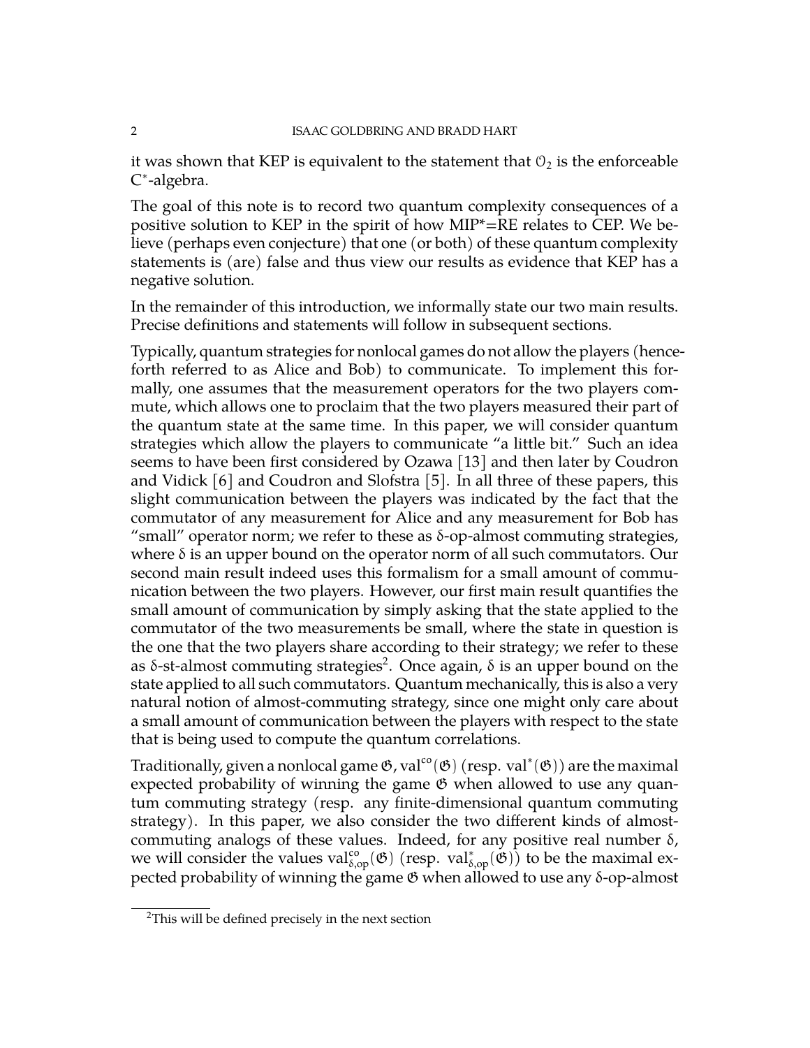it was shown that KEP is equivalent to the statement that $\mathcal{O}_2$ is the enforceable $C^*$-algebra.

The goal of this note is to record two quantum complexity consequences of a positive solution to KEP in the spirit of how MIP*=RE relates to CEP. We believe (perhaps even conjecture) that one (or both) of these quantum complexity statements is (are) false and thus view our results as evidence that KEP has a negative solution.

In the remainder of this introduction, we informally state our two main results. Precise definitions and statements will follow in subsequent sections.

Typically, quantum strategies for nonlocal games do not allow the players (henceforth referred to as Alice and Bob) to communicate. To implement this formally, one assumes that the measurement operators for the two players commute, which allows one to proclaim that the two players measured their part of the quantum state at the same time. In this paper, we will consider quantum strategies which allow the players to communicate "a little bit." Such an idea seems to have been first considered by Ozawa [13] and then later by Coudron and Vidick [6] and Coudron and Slofstra [5]. In all three of these papers, this slight communication between the players was indicated by the fact that the commutator of any measurement for Alice and any measurement for Bob has "small" operator norm; we refer to these as $\delta$-op-almost commuting strategies, where $\delta$ is an upper bound on the operator norm of all such commutators. Our second main result indeed uses this formalism for a small amount of communication between the two players. However, our first main result quantifies the small amount of communication by simply asking that the state applied to the commutator of the two measurements be small, where the state in question is the one that the two players share according to their strategy; we refer to these as $\delta$-st-almost commuting strategies[2]. Once again, $\delta$ is an upper bound on the state applied to all such commutators. Quantum mechanically, this is also a very natural notion of almost-commuting strategy, since one might only care about a small amount of communication between the players with respect to the state that is being used to compute the quantum correlations.

Traditionally, given a nonlocal game $\mathfrak{G}$, $\mathrm{val}^{co}(\mathfrak{G})$ (resp. $\mathrm{val}^{*}(\mathfrak{G})$) are the maximal expected probability of winning the game $\mathfrak{G}$ when allowed to use any quantum commuting strategy (resp. any finite-dimensional quantum commuting strategy). In this paper, we also consider the two different kinds of almost-commuting analogs of these values. Indeed, for any positive real number $\delta$, we will consider the values $\mathrm{val}^{co}_{\delta,\mathrm{op}}(\mathfrak{G})$ (resp. $\mathrm{val}^{*}_{\delta,\mathrm{op}}(\mathfrak{G})$) to be the maximal expected probability of winning the game $\mathfrak{G}$ when allowed to use any $\delta$-op-almost

[2] This will be defined precisely in the next section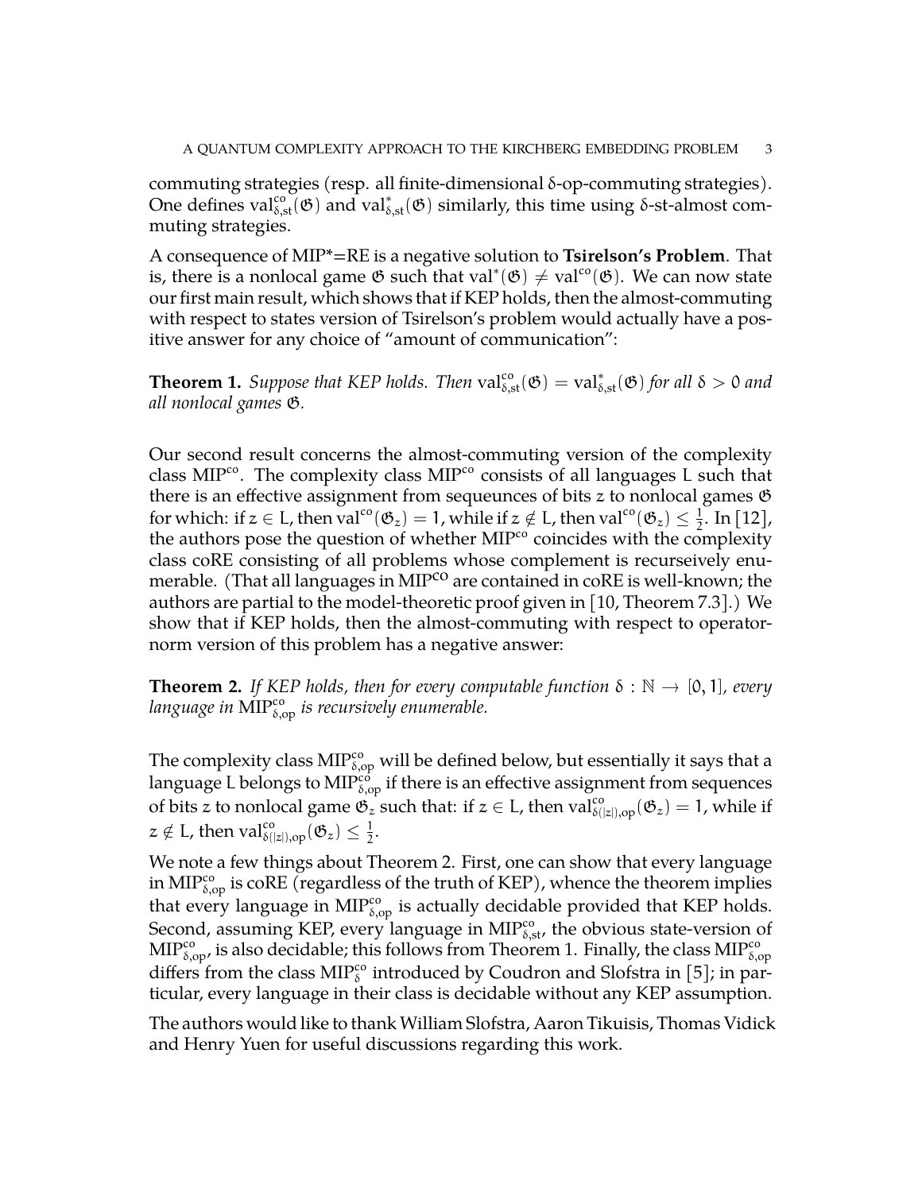commuting strategies (resp. all finite-dimensional δ-op-commuting strategies). One defines $\mathrm{val}^{co}_{\delta,st}(\mathfrak{G})$ and $\mathrm{val}^{*}_{\delta,st}(\mathfrak{G})$ similarly, this time using δ-st-almost commuting strategies.

A consequence of MIP*=RE is a negative solution to **Tsirelson's Problem**. That is, there is a nonlocal game $\mathfrak{G}$ such that $\mathrm{val}^*(\mathfrak{G}) \neq \mathrm{val}^{co}(\mathfrak{G})$. We can now state our first main result, which shows that if KEP holds, then the almost-commuting with respect to states version of Tsirelson's problem would actually have a positive answer for any choice of "amount of communication":

**Theorem 1.** *Suppose that KEP holds. Then* $\mathrm{val}^{co}_{\delta,st}(\mathfrak{G}) = \mathrm{val}^{*}_{\delta,st}(\mathfrak{G})$ *for all* $\delta > 0$ *and all nonlocal games* $\mathfrak{G}$.

Our second result concerns the almost-commuting version of the complexity class $\mathrm{MIP}^{co}$. The complexity class $\mathrm{MIP}^{co}$ consists of all languages L such that there is an effective assignment from sequeunces of bits $z$ to nonlocal games $\mathfrak{G}$ for which: if $z \in L$, then $\mathrm{val}^{co}(\mathfrak{G}_z) = 1$, while if $z \notin L$, then $\mathrm{val}^{co}(\mathfrak{G}_z) \leq \frac{1}{2}$. In [12], the authors pose the question of whether $\mathrm{MIP}^{co}$ coincides with the complexity class coRE consisting of all problems whose complement is recurseively enumerable. (That all languages in $\mathrm{MIP}^{co}$ are contained in coRE is well-known; the authors are partial to the model-theoretic proof given in [10, Theorem 7.3].) We show that if KEP holds, then the almost-commuting with respect to operator-norm version of this problem has a negative answer:

**Theorem 2.** *If KEP holds, then for every computable function* $\delta : \mathbb{N} \to [0,1]$*, every language in* $\mathrm{MIP}^{co}_{\delta,op}$ *is recursively enumerable.*

The complexity class $\mathrm{MIP}^{co}_{\delta,op}$ will be defined below, but essentially it says that a language L belongs to $\mathrm{MIP}^{co}_{\delta,op}$ if there is an effective assignment from sequences of bits $z$ to nonlocal game $\mathfrak{G}_z$ such that: if $z \in L$, then $\mathrm{val}^{co}_{\delta(|z|),op}(\mathfrak{G}_z) = 1$, while if $z \notin L$, then $\mathrm{val}^{co}_{\delta(|z|),op}(\mathfrak{G}_z) \leq \frac{1}{2}$.

We note a few things about Theorem 2. First, one can show that every language in $\mathrm{MIP}^{co}_{\delta,op}$ is coRE (regardless of the truth of KEP), whence the theorem implies that every language in $\mathrm{MIP}^{co}_{\delta,op}$ is actually decidable provided that KEP holds. Second, assuming KEP, every language in $\mathrm{MIP}^{co}_{\delta,st}$, the obvious state-version of $\mathrm{MIP}^{co}_{\delta,op}$, is also decidable; this follows from Theorem 1. Finally, the class $\mathrm{MIP}^{co}_{\delta,op}$ differs from the class $\mathrm{MIP}^{co}_{\delta}$ introduced by Coudron and Slofstra in [5]; in particular, every language in their class is decidable without any KEP assumption.

The authors would like to thank William Slofstra, Aaron Tikuisis, Thomas Vidick and Henry Yuen for useful discussions regarding this work.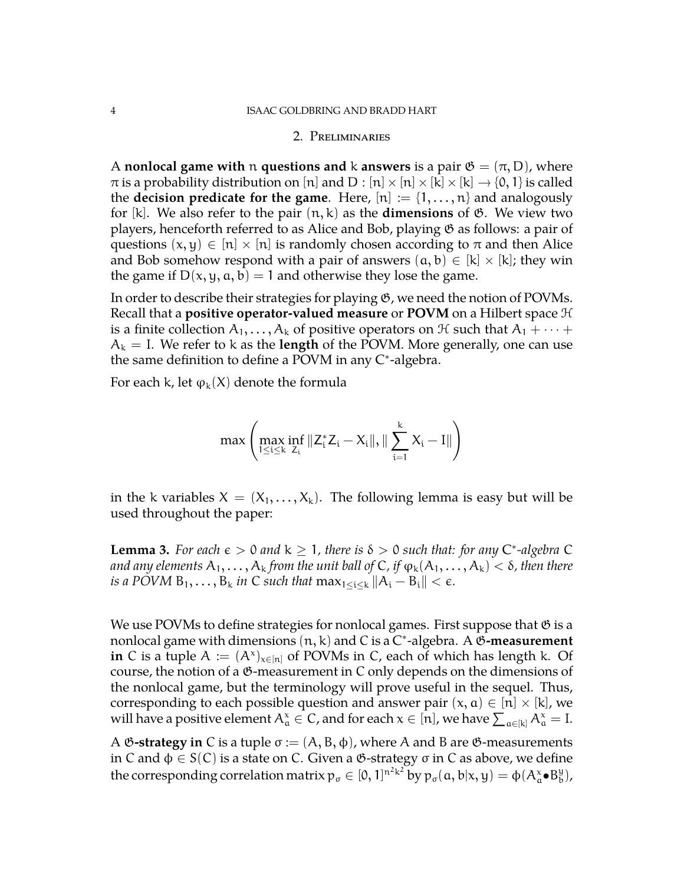## 2. Preliminaries

A **nonlocal game with** $n$ **questions and** $k$ **answers** is a pair $\mathfrak{G} = (\pi, D)$, where $\pi$ is a probability distribution on $[n]$ and $D : [n] \times [n] \times [k] \times [k] \to \{0, 1\}$ is called the **decision predicate for the game**. Here, $[n] := \{1, \ldots, n\}$ and analogously for $[k]$. We also refer to the pair $(n, k)$ as the **dimensions** of $\mathfrak{G}$. We view two players, henceforth referred to as Alice and Bob, playing $\mathfrak{G}$ as follows: a pair of questions $(x, y) \in [n] \times [n]$ is randomly chosen according to $\pi$ and then Alice and Bob somehow respond with a pair of answers $(a, b) \in [k] \times [k]$; they win the game if $D(x, y, a, b) = 1$ and otherwise they lose the game.

In order to describe their strategies for playing $\mathfrak{G}$, we need the notion of POVMs. Recall that a **positive operator-valued measure** or **POVM** on a Hilbert space $\mathcal{H}$ is a finite collection $A_1, \ldots, A_k$ of positive operators on $\mathcal{H}$ such that $A_1 + \cdots + A_k = I$. We refer to $k$ as the **length** of the POVM. More generally, one can use the same definition to define a POVM in any $C^*$-algebra.

For each $k$, let $\varphi_k(X)$ denote the formula

$$\max\left(\max_{1 \le i \le k} \inf_{Z_i} \|Z_i^* Z_i - X_i\|, \|\sum_{i=1}^{k} X_i - I\|\right)$$

in the $k$ variables $X = (X_1, \ldots, X_k)$. The following lemma is easy but will be used throughout the paper:

**Lemma 3.** *For each $\epsilon > 0$ and $k \geq 1$, there is $\delta > 0$ such that: for any $C^*$-algebra $C$ and any elements $A_1, \ldots, A_k$ from the unit ball of $C$, if $\varphi_k(A_1, \ldots, A_k) < \delta$, then there is a POVM $B_1, \ldots, B_k$ in $C$ such that $\max_{1 \le i \le k} \|A_i - B_i\| < \epsilon$.*

We use POVMs to define strategies for nonlocal games. First suppose that $\mathfrak{G}$ is a nonlocal game with dimensions $(n, k)$ and $C$ is a $C^*$-algebra. A $\mathfrak{G}$**-measurement in** $C$ is a tuple $A := (A^x)_{x \in [n]}$ of POVMs in $C$, each of which has length $k$. Of course, the notion of a $\mathfrak{G}$-measurement in $C$ only depends on the dimensions of the nonlocal game, but the terminology will prove useful in the sequel. Thus, corresponding to each possible question and answer pair $(x, a) \in [n] \times [k]$, we will have a positive element $A_a^x \in C$, and for each $x \in [n]$, we have $\sum_{a \in [k]} A_a^x = I$.

A $\mathfrak{G}$**-strategy in** $C$ is a tuple $\sigma := (A, B, \phi)$, where $A$ and $B$ are $\mathfrak{G}$-measurements in $C$ and $\phi \in S(C)$ is a state on $C$. Given a $\mathfrak{G}$-strategy $\sigma$ in $C$ as above, we define the corresponding correlation matrix $p_\sigma \in [0, 1]^{n^2 k^2}$ by $p_\sigma(a, b|x, y) = \phi(A_a^x \bullet B_b^y)$,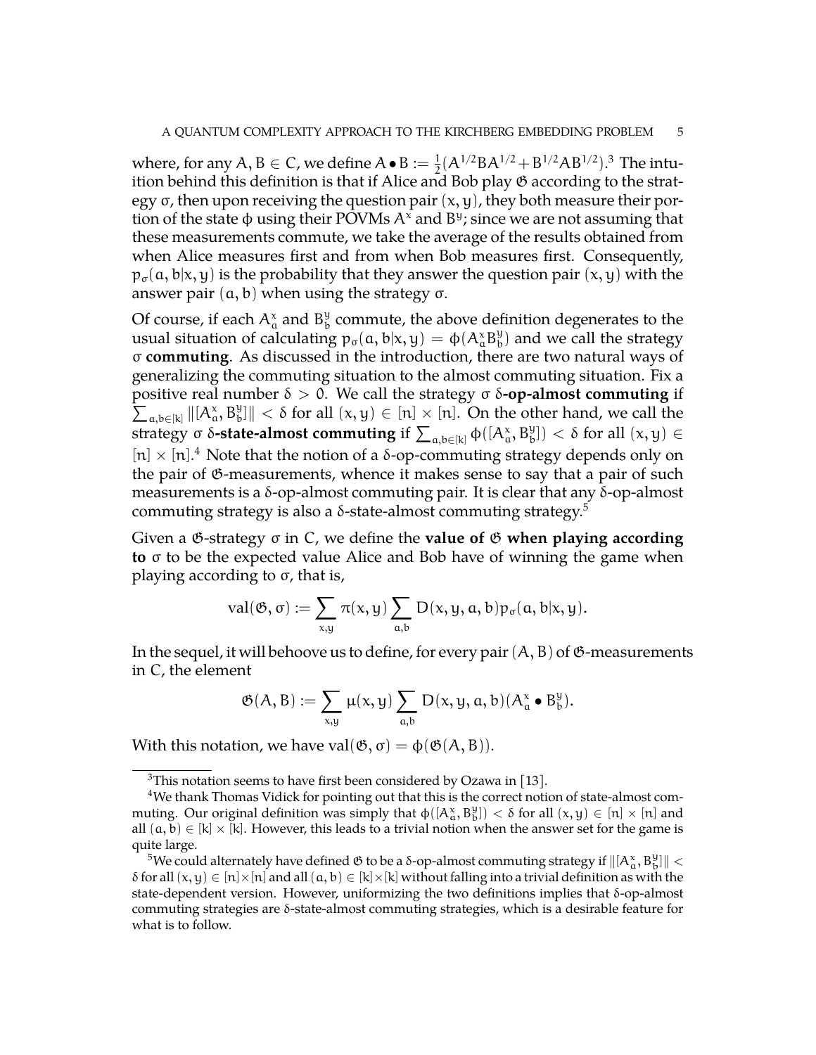where, for any $A, B \in C$, we define $A \bullet B := \frac{1}{2}(A^{1/2}BA^{1/2} + B^{1/2}AB^{1/2})$.[3] The intuition behind this definition is that if Alice and Bob play $\mathfrak{G}$ according to the strategy $\sigma$, then upon receiving the question pair $(x, y)$, they both measure their portion of the state $\phi$ using their POVMs $A^x$ and $B^y$; since we are not assuming that these measurements commute, we take the average of the results obtained from when Alice measures first and from when Bob measures first. Consequently, $p_\sigma(a, b|x, y)$ is the probability that they answer the question pair $(x, y)$ with the answer pair $(a, b)$ when using the strategy $\sigma$.

Of course, if each $A^x_a$ and $B^y_b$ commute, the above definition degenerates to the usual situation of calculating $p_\sigma(a, b|x, y) = \phi(A^x_a B^y_b)$ and we call the strategy $\sigma$ **commuting**. As discussed in the introduction, there are two natural ways of generalizing the commuting situation to the almost commuting situation. Fix a positive real number $\delta > 0$. We call the strategy $\sigma$ **$\delta$-op-almost commuting** if $\sum_{a,b\in[k]} \|[A^x_a, B^y_b]\| < \delta$ for all $(x, y) \in [n] \times [n]$. On the other hand, we call the strategy $\sigma$ **$\delta$-state-almost commuting** if $\sum_{a,b\in[k]} \phi([A^x_a, B^y_b]) < \delta$ for all $(x, y) \in [n] \times [n]$.[4] Note that the notion of a $\delta$-op-commuting strategy depends only on the pair of $\mathfrak{G}$-measurements, whence it makes sense to say that a pair of such measurements is a $\delta$-op-almost commuting pair. It is clear that any $\delta$-op-almost commuting strategy is also a $\delta$-state-almost commuting strategy.[5]

Given a $\mathfrak{G}$-strategy $\sigma$ in $C$, we define the **value of $\mathfrak{G}$ when playing according to** $\sigma$ to be the expected value Alice and Bob have of winning the game when playing according to $\sigma$, that is,

$$\text{val}(\mathfrak{G}, \sigma) := \sum_{x,y} \pi(x, y) \sum_{a,b} D(x, y, a, b) p_\sigma(a, b|x, y).$$

In the sequel, it will behoove us to define, for every pair $(A, B)$ of $\mathfrak{G}$-measurements in $C$, the element

$$\mathfrak{G}(A, B) := \sum_{x,y} \mu(x, y) \sum_{a,b} D(x, y, a, b)(A^x_a \bullet B^y_b).$$

With this notation, we have $\text{val}(\mathfrak{G}, \sigma) = \phi(\mathfrak{G}(A, B))$.

---

[3] This notation seems to have first been considered by Ozawa in [13].

[4] We thank Thomas Vidick for pointing out that this is the correct notion of state-almost commuting. Our original definition was simply that $\phi([A^x_a, B^y_b]) < \delta$ for all $(x, y) \in [n] \times [n]$ and all $(a, b) \in [k] \times [k]$. However, this leads to a trivial notion when the answer set for the game is quite large.

[5] We could alternately have defined $\mathfrak{G}$ to be a $\delta$-op-almost commuting strategy if $\|[A^x_a, B^y_b]\| < \delta$ for all $(x, y) \in [n] \times [n]$ and all $(a, b) \in [k] \times [k]$ without falling into a trivial definition as with the state-dependent version. However, uniformizing the two definitions implies that $\delta$-op-almost commuting strategies are $\delta$-state-almost commuting strategies, which is a desirable feature for what is to follow.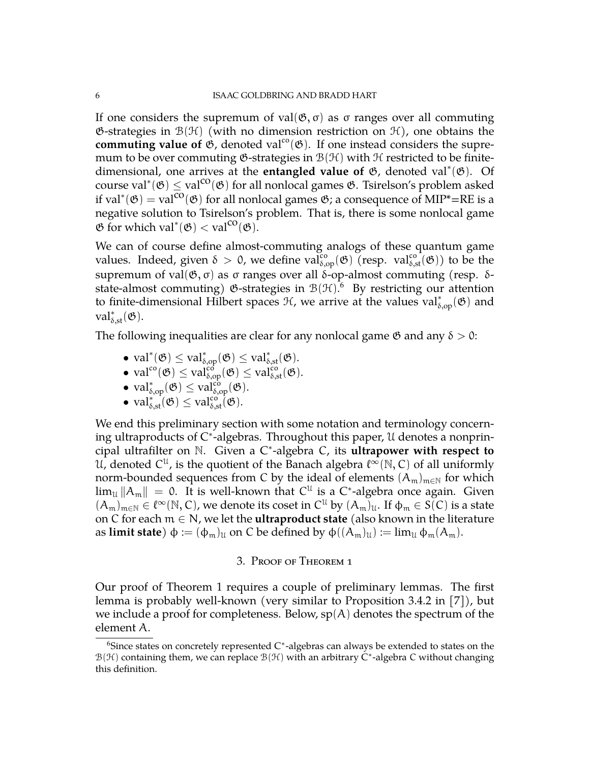If one considers the supremum of $\mathrm{val}(\mathfrak{G}, \sigma)$ as $\sigma$ ranges over all commuting $\mathfrak{G}$-strategies in $\mathcal{B}(\mathcal{H})$ (with no dimension restriction on $\mathcal{H}$), one obtains the **commuting value of** $\mathfrak{G}$, denoted $\mathrm{val}^{co}(\mathfrak{G})$. If one instead considers the supremum to be over commuting $\mathfrak{G}$-strategies in $\mathcal{B}(\mathcal{H})$ with $\mathcal{H}$ restricted to be finite-dimensional, one arrives at the **entangled value of** $\mathfrak{G}$, denoted $\mathrm{val}^*(\mathfrak{G})$. Of course $\mathrm{val}^*(\mathfrak{G}) \leq \mathrm{val}^{\mathrm{co}}(\mathfrak{G})$ for all nonlocal games $\mathfrak{G}$. Tsirelson's problem asked if $\mathrm{val}^*(\mathfrak{G}) = \mathrm{val}^{\mathrm{co}}(\mathfrak{G})$ for all nonlocal games $\mathfrak{G}$; a consequence of MIP*=RE is a negative solution to Tsirelson's problem. That is, there is some nonlocal game $\mathfrak{G}$ for which $\mathrm{val}^*(\mathfrak{G}) < \mathrm{val}^{\mathrm{co}}(\mathfrak{G})$.

We can of course define almost-commuting analogs of these quantum game values. Indeed, given $\delta > 0$, we define $\mathrm{val}^{co}_{\delta,\mathrm{op}}(\mathfrak{G})$ (resp. $\mathrm{val}^{co}_{\delta,\mathrm{st}}(\mathfrak{G})$) to be the supremum of $\mathrm{val}(\mathfrak{G}, \sigma)$ as $\sigma$ ranges over all $\delta$-op-almost commuting (resp. $\delta$-state-almost commuting) $\mathfrak{G}$-strategies in $\mathcal{B}(\mathcal{H})$.[6] By restricting our attention to finite-dimensional Hilbert spaces $\mathcal{H}$, we arrive at the values $\mathrm{val}^*_{\delta,\mathrm{op}}(\mathfrak{G})$ and $\mathrm{val}^*_{\delta,\mathrm{st}}(\mathfrak{G})$.

The following inequalities are clear for any nonlocal game $\mathfrak{G}$ and any $\delta > 0$:

- $\mathrm{val}^*(\mathfrak{G}) \leq \mathrm{val}^*_{\delta,\mathrm{op}}(\mathfrak{G}) \leq \mathrm{val}^*_{\delta,\mathrm{st}}(\mathfrak{G})$.
- $\mathrm{val}^{co}(\mathfrak{G}) \leq \mathrm{val}^{co}_{\delta,\mathrm{op}}(\mathfrak{G}) \leq \mathrm{val}^{co}_{\delta,\mathrm{st}}(\mathfrak{G})$.
- $\mathrm{val}^*_{\delta,\mathrm{op}}(\mathfrak{G}) \leq \mathrm{val}^{co}_{\delta,\mathrm{op}}(\mathfrak{G})$.
- $\mathrm{val}^*_{\delta,\mathrm{st}}(\mathfrak{G}) \leq \mathrm{val}^{co}_{\delta,\mathrm{st}}(\mathfrak{G})$.

We end this preliminary section with some notation and terminology concerning ultraproducts of C$^*$-algebras. Throughout this paper, $\mathcal{U}$ denotes a nonprincipal ultrafilter on $\mathbb{N}$. Given a C$^*$-algebra $C$, its **ultrapower with respect to** $\mathcal{U}$, denoted $C^{\mathcal{U}}$, is the quotient of the Banach algebra $\ell^\infty(\mathbb{N}, C)$ of all uniformly norm-bounded sequences from $C$ by the ideal of elements $(A_m)_{m\in\mathbb{N}}$ for which $\lim_{\mathcal{U}} \|A_m\| = 0$. It is well-known that $C^{\mathcal{U}}$ is a C$^*$-algebra once again. Given $(A_m)_{m\in\mathbb{N}} \in \ell^\infty(\mathbb{N}, C)$, we denote its coset in $C^{\mathcal{U}}$ by $(A_m)_{\mathcal{U}}$. If $\phi_m \in S(C)$ is a state on $C$ for each $m \in \mathbb{N}$, we let the **ultraproduct state** (also known in the literature as **limit state**) $\phi := (\phi_m)_{\mathcal{U}}$ on $C$ be defined by $\phi((A_m)_{\mathcal{U}}) := \lim_{\mathcal{U}} \phi_m(A_m)$.

## 3. Proof of Theorem 1

Our proof of Theorem 1 requires a couple of preliminary lemmas. The first lemma is probably well-known (very similar to Proposition 3.4.2 in [7]), but we include a proof for completeness. Below, $\mathrm{sp}(A)$ denotes the spectrum of the element $A$.

[6] Since states on concretely represented C$^*$-algebras can always be extended to states on the $\mathcal{B}(\mathcal{H})$ containing them, we can replace $\mathcal{B}(\mathcal{H})$ with an arbitrary C$^*$-algebra $C$ without changing this definition.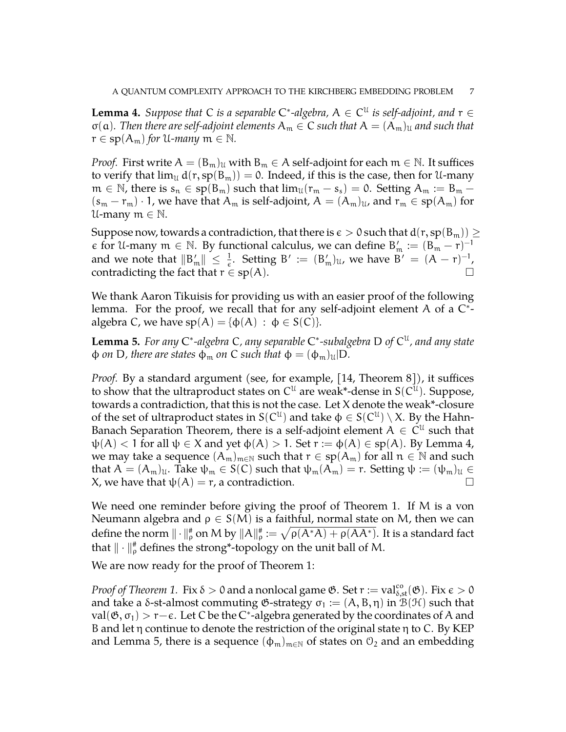**Lemma 4.** *Suppose that* $C$ *is a separable* $C^*$*-algebra,* $A \in C^{\mathcal{U}}$ *is self-adjoint, and* $r \in \sigma(a)$*. Then there are self-adjoint elements* $A_m \in C$ *such that* $A = (A_m)_{\mathcal{U}}$ *and such that* $r \in \mathrm{sp}(A_m)$ *for* $\mathcal{U}$*-many* $m \in \mathbb{N}$*.*

*Proof.* First write $A = (B_m)_{\mathcal{U}}$ with $B_m \in A$ self-adjoint for each $m \in \mathbb{N}$. It suffices to verify that $\lim_{\mathcal{U}} d(r, \mathrm{sp}(B_m)) = 0$. Indeed, if this is the case, then for $\mathcal{U}$-many $m \in \mathbb{N}$, there is $s_n \in \mathrm{sp}(B_m)$ such that $\lim_{\mathcal{U}}(r_m - s_s) = 0$. Setting $A_m := B_m - (s_m - r_m) \cdot 1$, we have that $A_m$ is self-adjoint, $A = (A_m)_{\mathcal{U}}$, and $r_m \in \mathrm{sp}(A_m)$ for $\mathcal{U}$-many $m \in \mathbb{N}$.

Suppose now, towards a contradiction, that there is $\epsilon > 0$ such that $d(r, \mathrm{sp}(B_m)) \geq \epsilon$ for $\mathcal{U}$-many $m \in \mathbb{N}$. By functional calculus, we can define $B'_m := (B_m - r)^{-1}$ and we note that $\|B'_m\| \leq \frac{1}{\epsilon}$. Setting $B' := (B'_m)_{\mathcal{U}}$, we have $B' = (A - r)^{-1}$, contradicting the fact that $r \in \mathrm{sp}(A)$. □

We thank Aaron Tikuisis for providing us with an easier proof of the following lemma. For the proof, we recall that for any self-adjoint element $A$ of a $C^*$-algebra $C$, we have $\mathrm{sp}(A) = \{\phi(A) : \phi \in S(C)\}$.

**Lemma 5.** *For any* $C^*$*-algebra* $C$*, any separable* $C^*$*-subalgebra* $D$ *of* $C^{\mathcal{U}}$*, and any state* $\phi$ *on* $D$*, there are states* $\phi_m$ *on* $C$ *such that* $\phi = (\phi_m)_{\mathcal{U}}|D$*.*

*Proof.* By a standard argument (see, for example, [14, Theorem 8]), it suffices to show that the ultraproduct states on $C^{\mathcal{U}}$ are weak*-dense in $S(C^{\mathcal{U}})$. Suppose, towards a contradiction, that this is not the case. Let $X$ denote the weak*-closure of the set of ultraproduct states in $S(C^{\mathcal{U}})$ and take $\phi \in S(C^{\mathcal{U}}) \setminus X$. By the Hahn-Banach Separation Theorem, there is a self-adjoint element $A \in C^{\mathcal{U}}$ such that $\psi(A) < 1$ for all $\psi \in X$ and yet $\phi(A) > 1$. Set $r := \phi(A) \in \mathrm{sp}(A)$. By Lemma 4, we may take a sequence $(A_m)_{m \in \mathbb{N}}$ such that $r \in \mathrm{sp}(A_m)$ for all $n \in \mathbb{N}$ and such that $A = (A_m)_{\mathcal{U}}$. Take $\psi_m \in S(C)$ such that $\psi_m(A_m) = r$. Setting $\psi := (\psi_m)_{\mathcal{U}} \in X$, we have that $\psi(A) = r$, a contradiction. □

We need one reminder before giving the proof of Theorem 1. If $M$ is a von Neumann algebra and $\rho \in S(M)$ is a faithful, normal state on $M$, then we can define the norm $\|\cdot\|_\rho^\#$ on $M$ by $\|A\|_\rho^\# := \sqrt{\rho(A^*A) + \rho(AA^*)}$. It is a standard fact that $\|\cdot\|_\rho^\#$ defines the strong*-topology on the unit ball of $M$.

We are now ready for the proof of Theorem 1:

*Proof of Theorem 1.* Fix $\delta > 0$ and a nonlocal game $\mathfrak{G}$. Set $r := \mathrm{val}^{co}_{\delta,st}(\mathfrak{G})$. Fix $\epsilon > 0$ and take a $\delta$-st-almost commuting $\mathfrak{G}$-strategy $\sigma_1 := (A, B, \eta)$ in $\mathcal{B}(\mathcal{H})$ such that $\mathrm{val}(\mathfrak{G}, \sigma_1) > r - \epsilon$. Let $C$ be the $C^*$-algebra generated by the coordinates of $A$ and $B$ and let $\eta$ continue to denote the restriction of the original state $\eta$ to $C$. By KEP and Lemma 5, there is a sequence $(\phi_m)_{m \in \mathbb{N}}$ of states on $\mathcal{O}_2$ and an embedding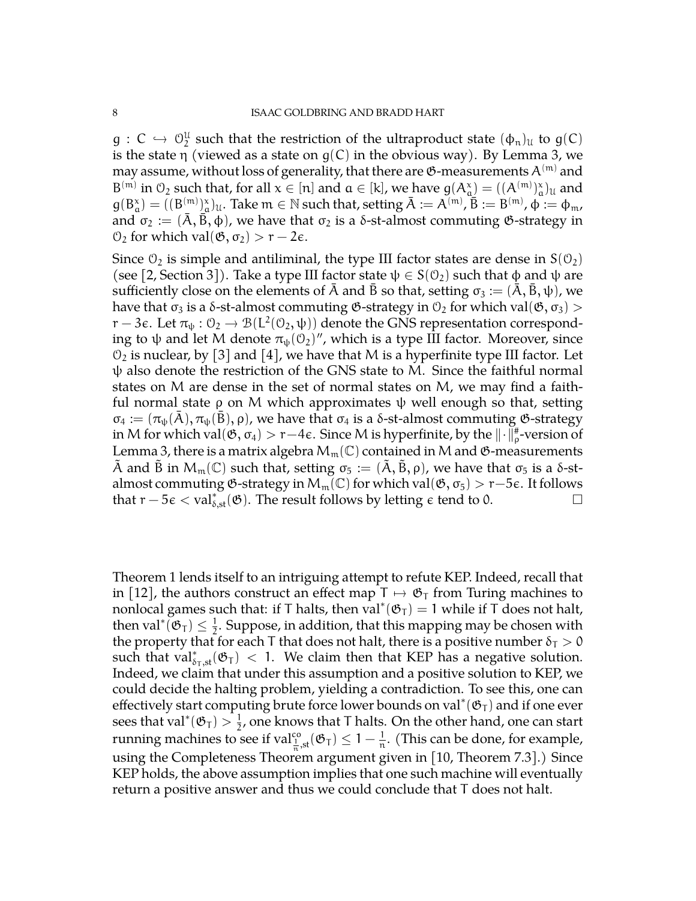$g : C \hookrightarrow \mathcal{O}_2^{\mathcal{U}}$ such that the restriction of the ultraproduct state $(\phi_n)_{\mathcal{U}}$ to $g(C)$ is the state $\eta$ (viewed as a state on $g(C)$ in the obvious way). By Lemma 3, we may assume, without loss of generality, that there are $\mathfrak{G}$-measurements $A^{(m)}$ and $B^{(m)}$ in $\mathcal{O}_2$ such that, for all $x \in [n]$ and $a \in [k]$, we have $g(A_a^x) = ((A^{(m)})_a^x)_{\mathcal{U}}$ and $g(B_a^x) = ((B^{(m)})_a^x)_{\mathcal{U}}$. Take $m \in \mathbb{N}$ such that, setting $\bar{A} := A^{(m)}$, $\bar{B} := B^{(m)}$, $\phi := \phi_m$, and $\sigma_2 := (\bar{A}, \bar{B}, \phi)$, we have that $\sigma_2$ is a $\delta$-st-almost commuting $\mathfrak{G}$-strategy in $\mathcal{O}_2$ for which $\mathrm{val}(\mathfrak{G}, \sigma_2) > r - 2\epsilon$.

Since $\mathcal{O}_2$ is simple and antiliminal, the type III factor states are dense in $S(\mathcal{O}_2)$ (see [2, Section 3]). Take a type III factor state $\psi \in S(\mathcal{O}_2)$ such that $\phi$ and $\psi$ are sufficiently close on the elements of $\bar{A}$ and $\bar{B}$ so that, setting $\sigma_3 := (\bar{A}, \bar{B}, \psi)$, we have that $\sigma_3$ is a $\delta$-st-almost commuting $\mathfrak{G}$-strategy in $\mathcal{O}_2$ for which $\mathrm{val}(\mathfrak{G}, \sigma_3) > r - 3\epsilon$. Let $\pi_\psi : \mathcal{O}_2 \to \mathcal{B}(L^2(\mathcal{O}_2, \psi))$ denote the GNS representation corresponding to $\psi$ and let $M$ denote $\pi_\psi(\mathcal{O}_2)''$, which is a type III factor. Moreover, since $\mathcal{O}_2$ is nuclear, by [3] and [4], we have that $M$ is a hyperfinite type III factor. Let $\psi$ also denote the restriction of the GNS state to $M$. Since the faithful normal states on $M$ are dense in the set of normal states on $M$, we may find a faithful normal state $\rho$ on $M$ which approximates $\psi$ well enough so that, setting $\sigma_4 := (\pi_\psi(\bar{A}), \pi_\psi(\bar{B}), \rho)$, we have that $\sigma_4$ is a $\delta$-st-almost commuting $\mathfrak{G}$-strategy in $M$ for which $\mathrm{val}(\mathfrak{G}, \sigma_4) > r - 4\epsilon$. Since $M$ is hyperfinite, by the $\|\cdot\|_\rho^\#$-version of Lemma 3, there is a matrix algebra $M_m(\mathbb{C})$ contained in $M$ and $\mathfrak{G}$-measurements $\tilde{A}$ and $\tilde{B}$ in $M_m(\mathbb{C})$ such that, setting $\sigma_5 := (\tilde{A}, \tilde{B}, \rho)$, we have that $\sigma_5$ is a $\delta$-st-almost commuting $\mathfrak{G}$-strategy in $M_m(\mathbb{C})$ for which $\mathrm{val}(\mathfrak{G}, \sigma_5) > r - 5\epsilon$. It follows that $r - 5\epsilon < \mathrm{val}^*_{\delta,\mathrm{st}}(\mathfrak{G})$. The result follows by letting $\epsilon$ tend to $0$. □

Theorem 1 lends itself to an intriguing attempt to refute KEP. Indeed, recall that in [12], the authors construct an effect map $T \mapsto \mathfrak{G}_T$ from Turing machines to nonlocal games such that: if $T$ halts, then $\mathrm{val}^*(\mathfrak{G}_T) = 1$ while if $T$ does not halt, then $\mathrm{val}^*(\mathfrak{G}_T) \leq \frac{1}{2}$. Suppose, in addition, that this mapping may be chosen with the property that for each $T$ that does not halt, there is a positive number $\delta_T > 0$ such that $\mathrm{val}^*_{\delta_T,\mathrm{st}}(\mathfrak{G}_T) < 1$. We claim then that KEP has a negative solution. Indeed, we claim that under this assumption and a positive solution to KEP, we could decide the halting problem, yielding a contradiction. To see this, one can effectively start computing brute force lower bounds on $\mathrm{val}^*(\mathfrak{G}_T)$ and if one ever sees that $\mathrm{val}^*(\mathfrak{G}_T) > \frac{1}{2}$, one knows that $T$ halts. On the other hand, one can start running machines to see if $\mathrm{val}^{co}_{\frac{1}{n},\mathrm{st}}(\mathfrak{G}_T) \leq 1 - \frac{1}{n}$. (This can be done, for example, using the Completeness Theorem argument given in [10, Theorem 7.3].) Since KEP holds, the above assumption implies that one such machine will eventually return a positive answer and thus we could conclude that $T$ does not halt.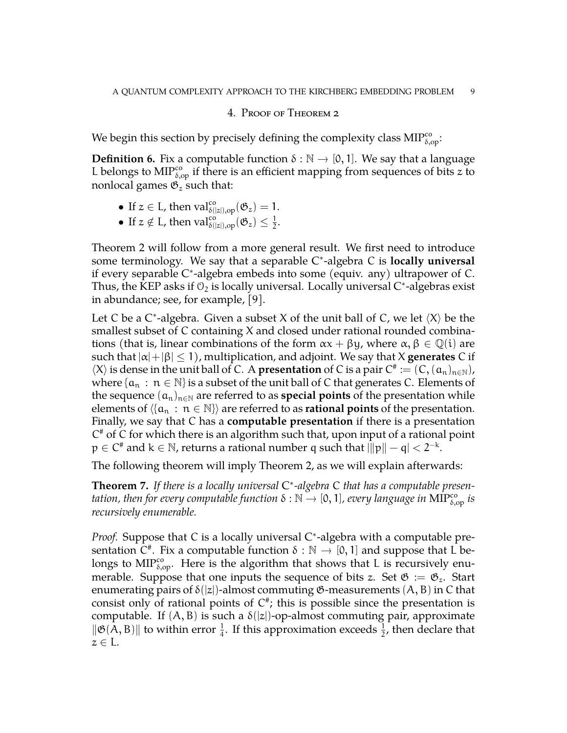## 4. Proof of Theorem 2

We begin this section by precisely defining the complexity class $\mathrm{MIP}^{co}_{\delta,op}$:

**Definition 6.** Fix a computable function $\delta : \mathbb{N} \to [0,1]$. We say that a language L belongs to $\mathrm{MIP}^{co}_{\delta,op}$ if there is an efficient mapping from sequences of bits $z$ to nonlocal games $\mathfrak{G}_z$ such that:

- If $z \in L$, then $\mathrm{val}^{co}_{\delta(|z|),op}(\mathfrak{G}_z) = 1$.
- If $z \notin L$, then $\mathrm{val}^{co}_{\delta(|z|),op}(\mathfrak{G}_z) \leq \frac{1}{2}$.

Theorem 2 will follow from a more general result. We first need to introduce some terminology. We say that a separable C$^*$-algebra C is **locally universal** if every separable C$^*$-algebra embeds into some (equiv. any) ultrapower of C. Thus, the KEP asks if $\mathcal{O}_2$ is locally universal. Locally universal C$^*$-algebras exist in abundance; see, for example, [9].

Let C be a C$^*$-algebra. Given a subset X of the unit ball of C, we let $\langle X \rangle$ be the smallest subset of C containing X and closed under rational rounded combinations (that is, linear combinations of the form $\alpha x + \beta y$, where $\alpha, \beta \in \mathbb{Q}(i)$ are such that $|\alpha| + |\beta| \leq 1$), multiplication, and adjoint. We say that X **generates** C if $\langle X \rangle$ is dense in the unit ball of C. A **presentation** of C is a pair $C^\# := (C, (a_n)_{n\in\mathbb{N}})$, where $\{a_n : n \in \mathbb{N}\}$ is a subset of the unit ball of C that generates C. Elements of the sequence $(a_n)_{n\in\mathbb{N}}$ are referred to as **special points** of the presentation while elements of $\langle\{a_n : n \in \mathbb{N}\}\rangle$ are referred to as **rational points** of the presentation. Finally, we say that C has a **computable presentation** if there is a presentation $C^\#$ of C for which there is an algorithm such that, upon input of a rational point $p \in C^\#$ and $k \in \mathbb{N}$, returns a rational number $q$ such that $|\|p\| - q| < 2^{-k}$.

The following theorem will imply Theorem 2, as we will explain afterwards:

**Theorem 7.** *If there is a locally universal* C$^*$*-algebra* C *that has a computable presentation, then for every computable function* $\delta : \mathbb{N} \to [0,1]$*, every language in* $\mathrm{MIP}^{co}_{\delta,op}$ *is recursively enumerable.*

*Proof.* Suppose that C is a locally universal C$^*$-algebra with a computable presentation $C^\#$. Fix a computable function $\delta : \mathbb{N} \to [0,1]$ and suppose that L belongs to $\mathrm{MIP}^{co}_{\delta,op}$. Here is the algorithm that shows that L is recursively enumerable. Suppose that one inputs the sequence of bits $z$. Set $\mathfrak{G} := \mathfrak{G}_z$. Start enumerating pairs of $\delta(|z|)$-almost commuting $\mathfrak{G}$-measurements $(A, B)$ in C that consist only of rational points of $C^\#$; this is possible since the presentation is computable. If $(A, B)$ is such a $\delta(|z|)$-op-almost commuting pair, approximate $\|\mathfrak{G}(A, B)\|$ to within error $\frac{1}{4}$. If this approximation exceeds $\frac{1}{2}$, then declare that $z \in L$.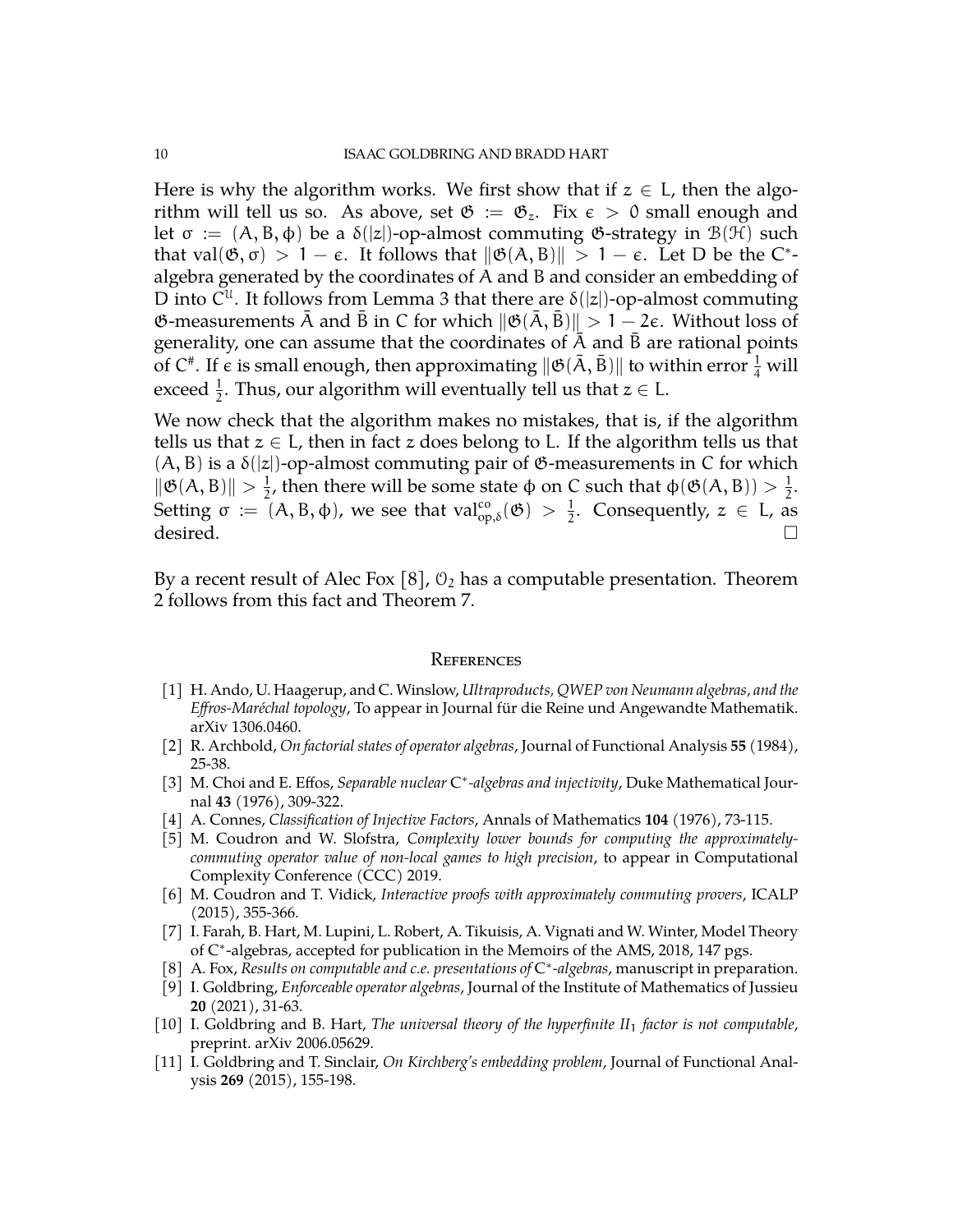Here is why the algorithm works. We first show that if $z \in L$, then the algorithm will tell us so. As above, set $\mathfrak{G} := \mathfrak{G}_z$. Fix $\epsilon > 0$ small enough and let $\sigma := (A, B, \phi)$ be a $\delta(|z|)$-op-almost commuting $\mathfrak{G}$-strategy in $\mathcal{B}(\mathcal{H})$ such that $\text{val}(\mathfrak{G}, \sigma) > 1 - \epsilon$. It follows that $\|\mathfrak{G}(A, B)\| > 1 - \epsilon$. Let D be the C$^*$-algebra generated by the coordinates of A and B and consider an embedding of D into $C^{\mathcal{U}}$. It follows from Lemma 3 that there are $\delta(|z|)$-op-almost commuting $\mathfrak{G}$-measurements $\bar{A}$ and $\bar{B}$ in C for which $\|\mathfrak{G}(\bar{A}, \bar{B})\| > 1 - 2\epsilon$. Without loss of generality, one can assume that the coordinates of $\bar{A}$ and $\bar{B}$ are rational points of $C^\#$. If $\epsilon$ is small enough, then approximating $\|\mathfrak{G}(\bar{A}, \bar{B})\|$ to within error $\frac{1}{4}$ will exceed $\frac{1}{2}$. Thus, our algorithm will eventually tell us that $z \in L$.

We now check that the algorithm makes no mistakes, that is, if the algorithm tells us that $z \in L$, then in fact $z$ does belong to L. If the algorithm tells us that $(A, B)$ is a $\delta(|z|)$-op-almost commuting pair of $\mathfrak{G}$-measurements in C for which $\|\mathfrak{G}(A, B)\| > \frac{1}{2}$, then there will be some state $\phi$ on C such that $\phi(\mathfrak{G}(A, B)) > \frac{1}{2}$. Setting $\sigma := (A, B, \phi)$, we see that $\text{val}^{co}_{op,\delta}(\mathfrak{G}) > \frac{1}{2}$. Consequently, $z \in L$, as desired. □

By a recent result of Alec Fox [8], $\mathcal{O}_2$ has a computable presentation. Theorem 2 follows from this fact and Theorem 7.

## References

- [1] H. Ando, U. Haagerup, and C. Winslow, *Ultraproducts, QWEP von Neumann algebras, and the Effros-Maréchal topology*, To appear in Journal für die Reine und Angewandte Mathematik. arXiv 1306.0460.
- [2] R. Archbold, *On factorial states of operator algebras*, Journal of Functional Analysis **55** (1984), 25-38.
- [3] M. Choi and E. Effos, *Separable nuclear C$^*$-algebras and injectivity*, Duke Mathematical Journal **43** (1976), 309-322.
- [4] A. Connes, *Classification of Injective Factors*, Annals of Mathematics **104** (1976), 73-115.
- [5] M. Coudron and W. Slofstra, *Complexity lower bounds for computing the approximately-commuting operator value of non-local games to high precision*, to appear in Computational Complexity Conference (CCC) 2019.
- [6] M. Coudron and T. Vidick, *Interactive proofs with approximately commuting provers*, ICALP (2015), 355-366.
- [7] I. Farah, B. Hart, M. Lupini, L. Robert, A. Tikuisis, A. Vignati and W. Winter, Model Theory of C$^*$-algebras, accepted for publication in the Memoirs of the AMS, 2018, 147 pgs.
- [8] A. Fox, *Results on computable and c.e. presentations of C$^*$-algebras*, manuscript in preparation.
- [9] I. Goldbring, *Enforceable operator algebras*, Journal of the Institute of Mathematics of Jussieu **20** (2021), 31-63.
- [10] I. Goldbring and B. Hart, *The universal theory of the hyperfinite II$_1$ factor is not computable*, preprint. arXiv 2006.05629.
- [11] I. Goldbring and T. Sinclair, *On Kirchberg's embedding problem*, Journal of Functional Analysis **269** (2015), 155-198.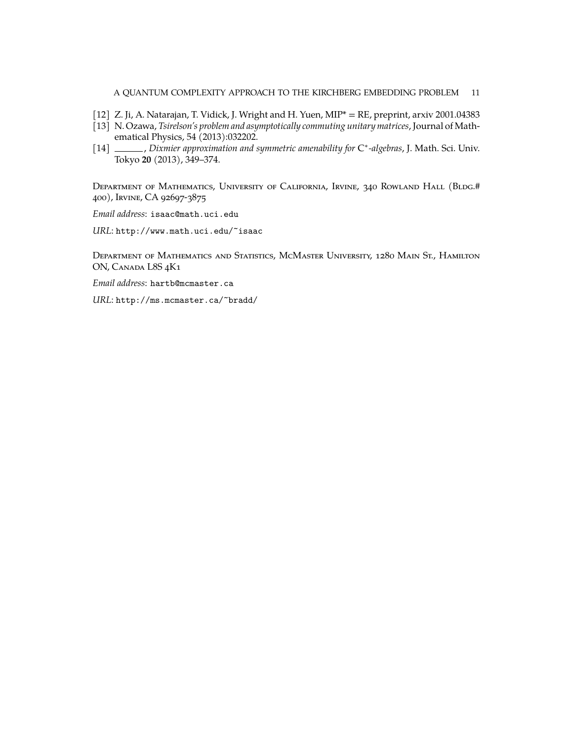[12] Z. Ji, A. Natarajan, T. Vidick, J. Wright and H. Yuen, MIP* = RE, preprint, arxiv 2001.04383

[13] N. Ozawa, *Tsirelson's problem and asymptotically commuting unitary matrices*, Journal of Mathematical Physics, 54 (2013):032202.

[14] ______, *Dixmier approximation and symmetric amenability for* $C^*$*-algebras*, J. Math. Sci. Univ. Tokyo **20** (2013), 349–374.

Department of Mathematics, University of California, Irvine, 340 Rowland Hall (Bldg.# 400), Irvine, CA 92697-3875

*Email address*: isaac@math.uci.edu

*URL*: http://www.math.uci.edu/~isaac

Department of Mathematics and Statistics, McMaster University, 1280 Main St., Hamilton ON, Canada L8S 4K1

*Email address*: hartb@mcmaster.ca

*URL*: http://ms.mcmaster.ca/~bradd/